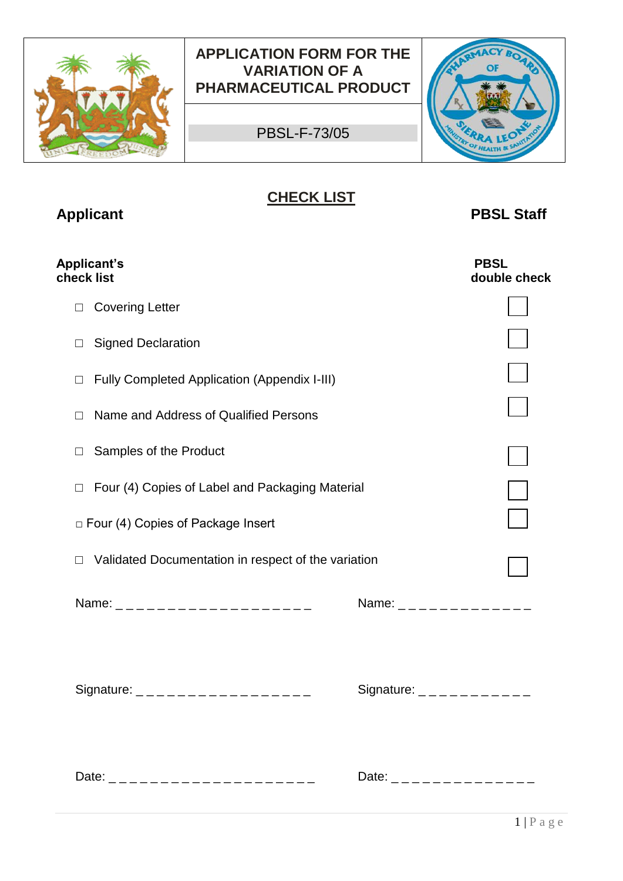| | APPLICATION FORM FOR THE VARIATION OF A PHARMACEUTICAL PRODUCT | |
|---|---|---|
| | PBSL-F-73/05 | |

## CHECK LIST

**Applicant** | **PBSL Staff**

| Applicant's check list | PBSL double check |
|---|---|
| ☐ Covering Letter | ☐ |
| ☐ Signed Declaration | ☐ |
| ☐ Fully Completed Application (Appendix I-III) | ☐ |
| ☐ Name and Address of Qualified Persons | ☐ |
| ☐ Samples of the Product | ☐ |
| ☐ Four (4) Copies of Label and Packaging Material | ☐ |
| ☐ Four (4) Copies of Package Insert | ☐ |
| ☐ Validated Documentation in respect of the variation | ☐ |

| | |
|---|---|
| Name: ____________________ | Name: ______________ |
| Signature: __________________ | Signature: ____________ |
| Date: _____________________ | Date: _______________ |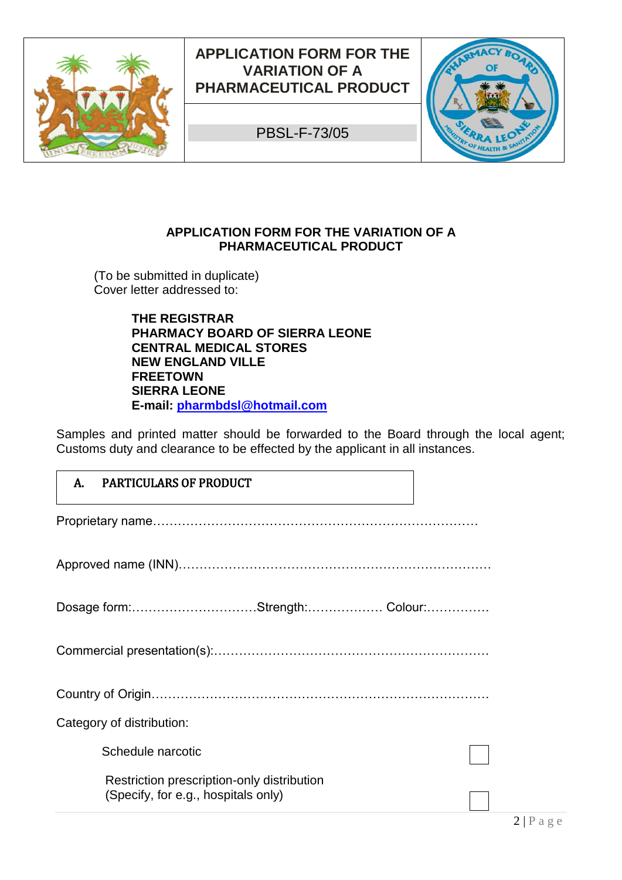| | | |
|---|---|---|
| | APPLICATION FORM FOR THE VARIATION OF A PHARMACEUTICAL PRODUCT | |
| | PBSL-F-73/05 | |

## APPLICATION FORM FOR THE VARIATION OF A PHARMACEUTICAL PRODUCT

(To be submitted in duplicate)
Cover letter addressed to:

**THE REGISTRAR**
**PHARMACY BOARD OF SIERRA LEONE**
**CENTRAL MEDICAL STORES**
**NEW ENGLAND VILLE**
**FREETOWN**
**SIERRA LEONE**
**E-mail: pharmbdsl@hotmail.com**

Samples and printed matter should be forwarded to the Board through the local agent; Customs duty and clearance to be effected by the applicant in all instances.

### A. PARTICULARS OF PRODUCT

Proprietary name…………………………………………………………………

Approved name (INN)……………………………………………………………

Dosage form:…………………………Strength:……………… Colour:……………

Commercial presentation(s):……………………………………………………

Country of Origin…………………………………………………………………

Category of distribution:

Schedule narcotic ☐

Restriction prescription-only distribution
(Specify, for e.g., hospitals only) ☐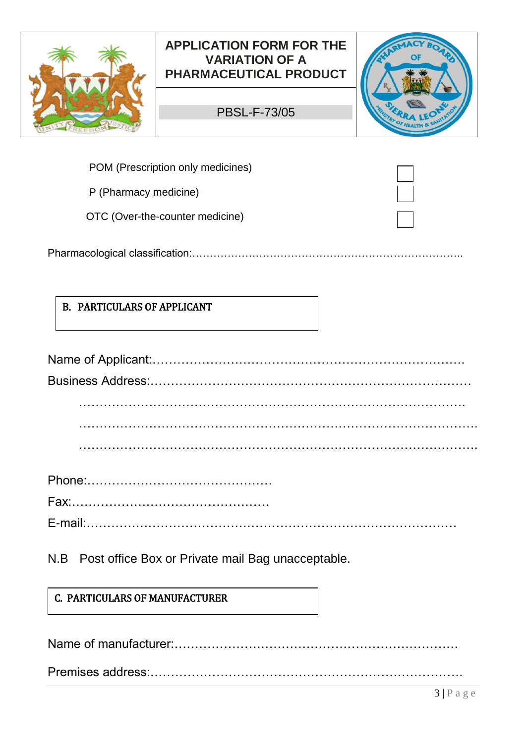| | | |
|---|---|---|
| | **APPLICATION FORM FOR THE VARIATION OF A PHARMACEUTICAL PRODUCT** | |
| | PBSL-F-73/05 | |

POM (Prescription only medicines) ☐

P (Pharmacy medicine) ☐

OTC (Over-the-counter medicine) ☐

Pharmacological classification:…………………………………………………………………..

**B. PARTICULARS OF APPLICANT**

Name of Applicant:………………………………………………………………….

Business Address:…………………………………………………………………

…………………………………………………………………………………….

…………………………………………………………………………………….

…………………………………………………………………………………….

Phone:…………………………………….

Fax:……………………………………….

E-mail:……………………………………………………………………………

N.B Post office Box or Private mail Bag unacceptable.

**C. PARTICULARS OF MANUFACTURER**

Name of manufacturer:…………………………………………………………

Premises address:……………………………………………………………….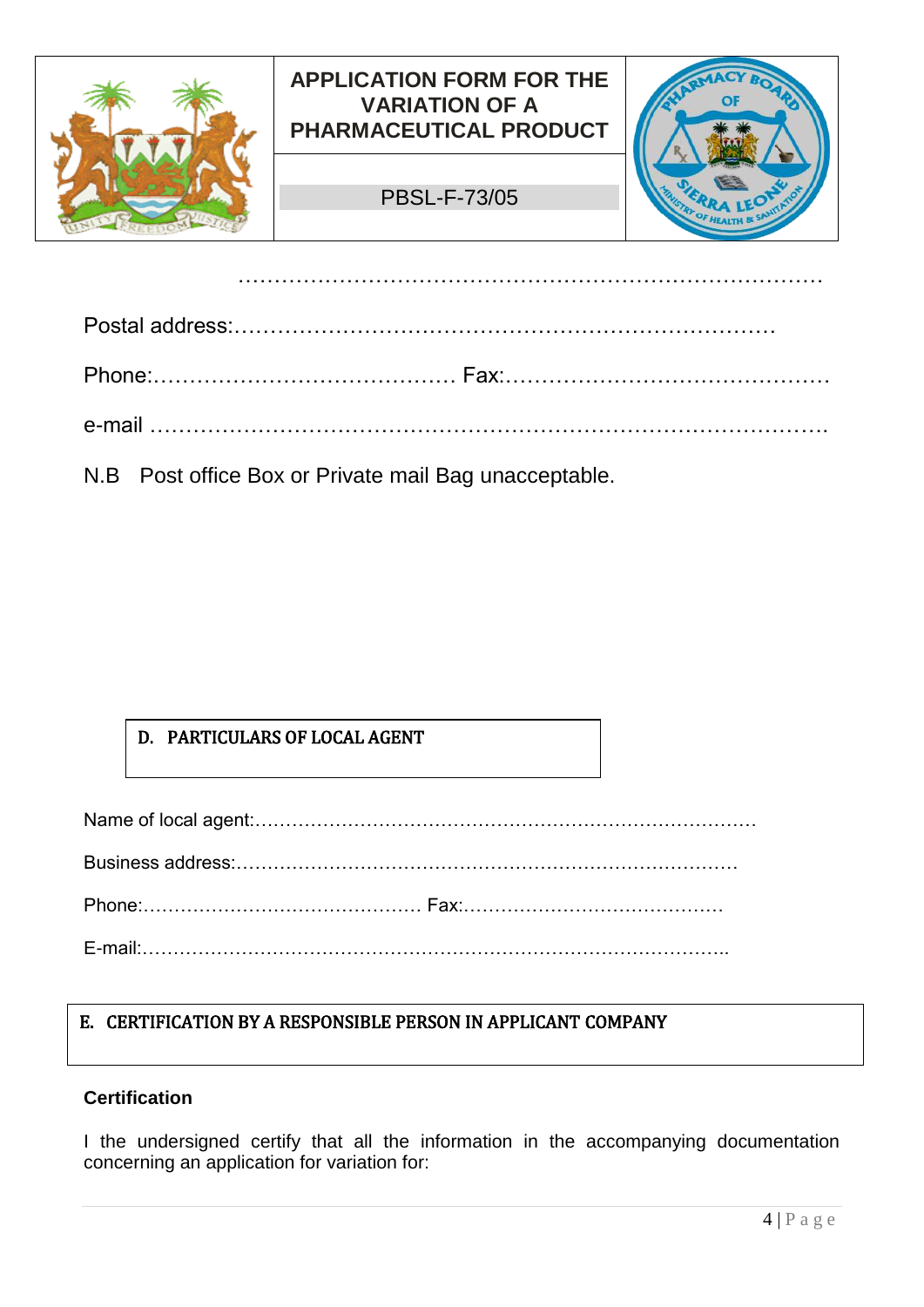………………………………………………………………………………

Postal address:…………………………………………………………………

Phone:…………………………………… Fax:………………………………………

e-mail ………………………………………………………………………………….

N.B Post office Box or Private mail Bag unacceptable.

## D. PARTICULARS OF LOCAL AGENT

Name of local agent:……………………………………………………………………

Business address:………………………………………………………………………

Phone:……………………………………… Fax:……………………………………

E-mail:…………………………………………………………………………………..

## E. CERTIFICATION BY A RESPONSIBLE PERSON IN APPLICANT COMPANY

**Certification**

I the undersigned certify that all the information in the accompanying documentation concerning an application for variation for: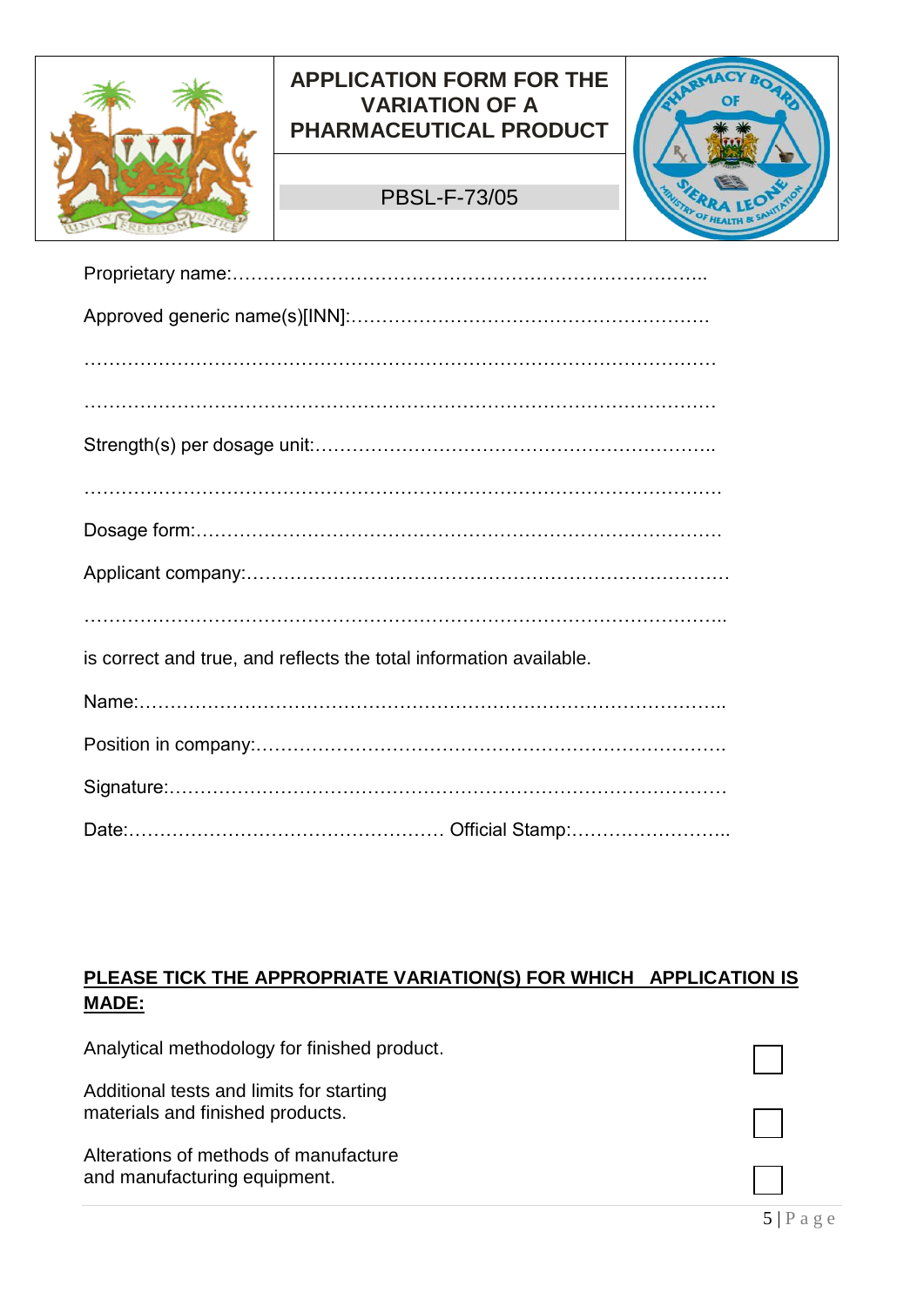| | APPLICATION FORM FOR THE VARIATION OF A PHARMACEUTICAL PRODUCT | |
|---|---|---|
| | PBSL-F-73/05 | |

Proprietary name:…………………………………………………………………..

Approved generic name(s)[INN]:…………………………………………………

……………………………………………………………………………………….

……………………………………………………………………………………….

Strength(s) per dosage unit:………………………………………………………..

……………………………………………………………………………………….

Dosage form:…………………………………………………………………………

Applicant company:…………………………………………………………………

………………………………………………………………………………………..

is correct and true, and reflects the total information available.

Name:…………………………………………………………………………………..

Position in company:………………………………………………………………….

Signature:……………………………………………………………………………

Date:…………………………………………… Official Stamp:……………………..

**PLEASE TICK THE APPROPRIATE VARIATION(S) FOR WHICH APPLICATION IS MADE:**

Analytical methodology for finished product. ☐

Additional tests and limits for starting materials and finished products. ☐

Alterations of methods of manufacture and manufacturing equipment. ☐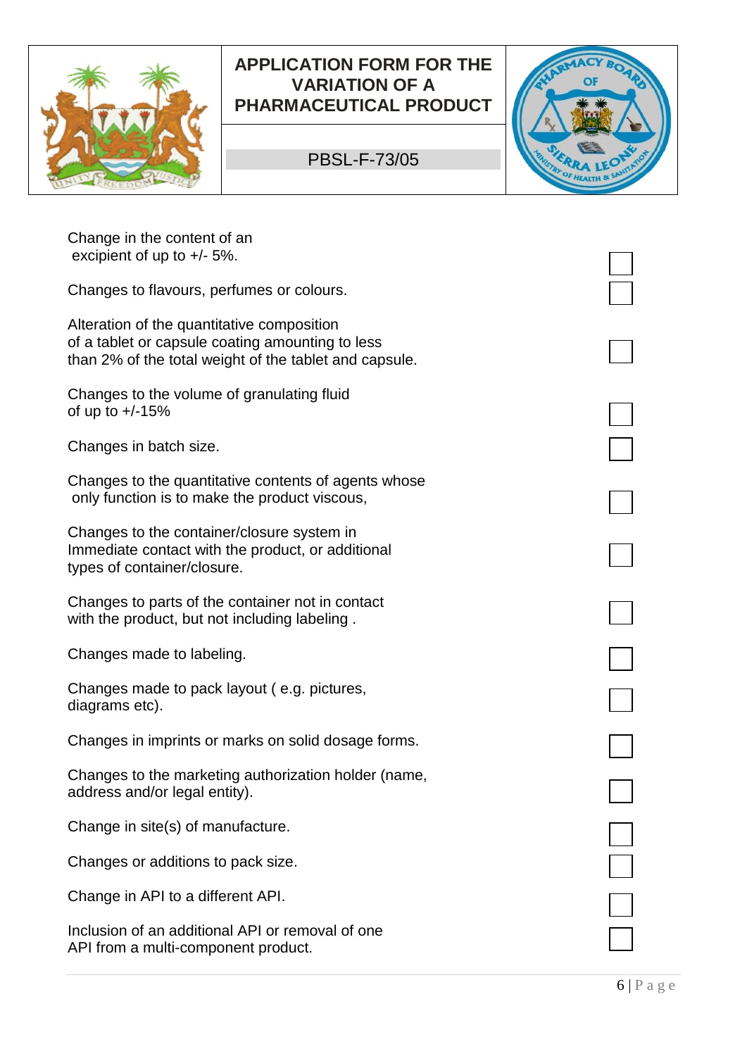Change in the content of an excipient of up to +/- 5%. ☐

Changes to flavours, perfumes or colours. ☐

Alteration of the quantitative composition of a tablet or capsule coating amounting to less than 2% of the total weight of the tablet and capsule. ☐

Changes to the volume of granulating fluid of up to +/-15% ☐

Changes in batch size. ☐

Changes to the quantitative contents of agents whose only function is to make the product viscous, ☐

Changes to the container/closure system in Immediate contact with the product, or additional types of container/closure. ☐

Changes to parts of the container not in contact with the product, but not including labeling . ☐

Changes made to labeling. ☐

Changes made to pack layout ( e.g. pictures, diagrams etc). ☐

Changes in imprints or marks on solid dosage forms. ☐

Changes to the marketing authorization holder (name, address and/or legal entity). ☐

Change in site(s) of manufacture. ☐

Changes or additions to pack size. ☐

Change in API to a different API. ☐

Inclusion of an additional API or removal of one API from a multi-component product. ☐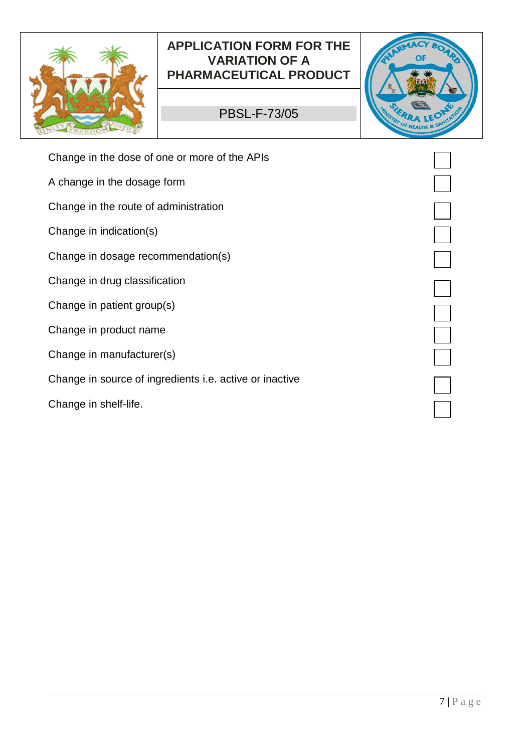| | | |
|---|---|---|
| | **APPLICATION FORM FOR THE VARIATION OF A PHARMACEUTICAL PRODUCT** | |
| | PBSL-F-73/05 | |

| | |
|---|---|
| Change in the dose of one or more of the APIs | ☐ |
| A change in the dosage form | ☐ |
| Change in the route of administration | ☐ |
| Change in indication(s) | ☐ |
| Change in dosage recommendation(s) | ☐ |
| Change in drug classification | ☐ |
| Change in patient group(s) | ☐ |
| Change in product name | ☐ |
| Change in manufacturer(s) | ☐ |
| Change in source of ingredients i.e. active or inactive | ☐ |
| Change in shelf-life. | ☐ |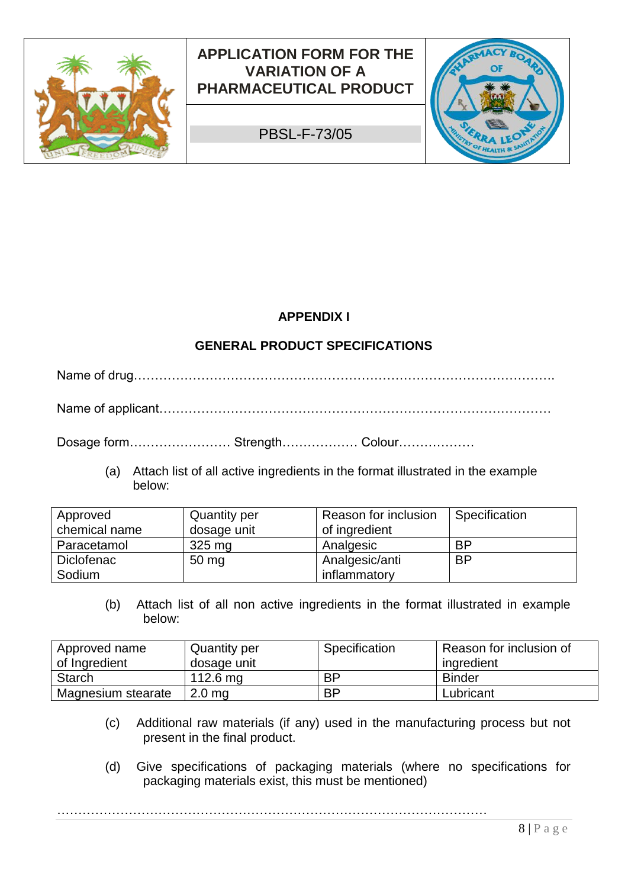| | APPLICATION FORM FOR THE VARIATION OF A PHARMACEUTICAL PRODUCT | |
|---|---|---|
| | PBSL-F-73/05 | |

**APPENDIX I**

**GENERAL PRODUCT SPECIFICATIONS**

Name of drug……………………………………………………………………………………….

Name of applicant………………………………………………………………………………

Dosage form…………………… Strength……………… Colour………………

(a) Attach list of all active ingredients in the format illustrated in the example below:

| Approved chemical name | Quantity per dosage unit | Reason for inclusion of ingredient | Specification |
|---|---|---|---|
| Paracetamol | 325 mg | Analgesic | BP |
| Diclofenac Sodium | 50 mg | Analgesic/anti inflammatory | BP |

(b) Attach list of all non active ingredients in the format illustrated in example below:

| Approved name of Ingredient | Quantity per dosage unit | Specification | Reason for inclusion of ingredient |
|---|---|---|---|
| Starch | 112.6 mg | BP | Binder |
| Magnesium stearate | 2.0 mg | BP | Lubricant |

(c) Additional raw materials (if any) used in the manufacturing process but not present in the final product.

(d) Give specifications of packaging materials (where no specifications for packaging materials exist, this must be mentioned)

…………………………………………………………………………………………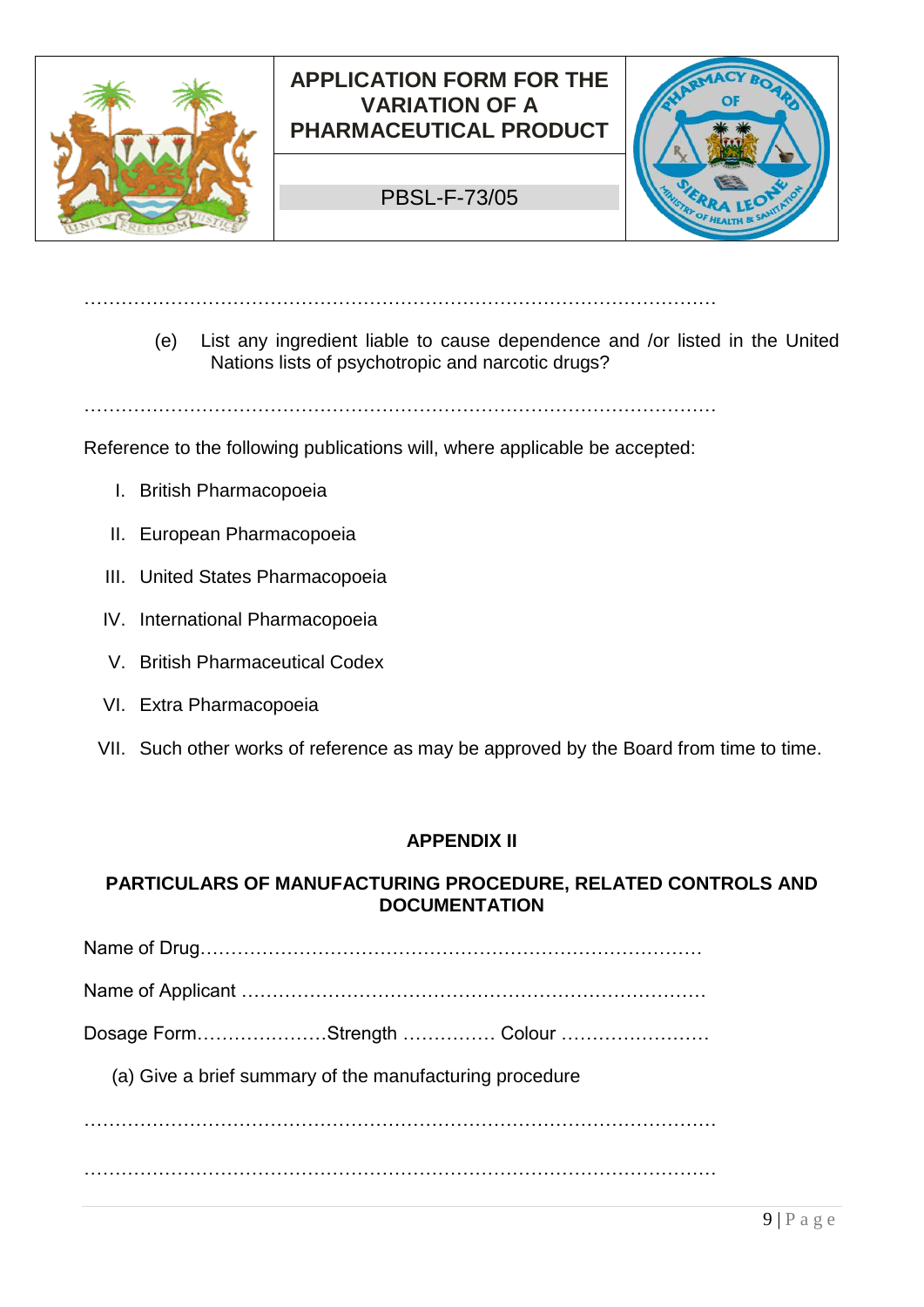…………………………………………………………………………………………

(e) List any ingredient liable to cause dependence and /or listed in the United Nations lists of psychotropic and narcotic drugs?

…………………………………………………………………………………………

Reference to the following publications will, where applicable be accepted:

I. British Pharmacopoeia
II. European Pharmacopoeia
III. United States Pharmacopoeia
IV. International Pharmacopoeia
V. British Pharmaceutical Codex
VI. Extra Pharmacopoeia
VII. Such other works of reference as may be approved by the Board from time to time.

## APPENDIX II

## PARTICULARS OF MANUFACTURING PROCEDURE, RELATED CONTROLS AND DOCUMENTATION

Name of Drug…………………………………………………………………………

Name of Applicant …………………………………………………………………

Dosage Form…………………Strength …………… Colour ……………………

(a) Give a brief summary of the manufacturing procedure

…………………………………………………………………………………………

…………………………………………………………………………………………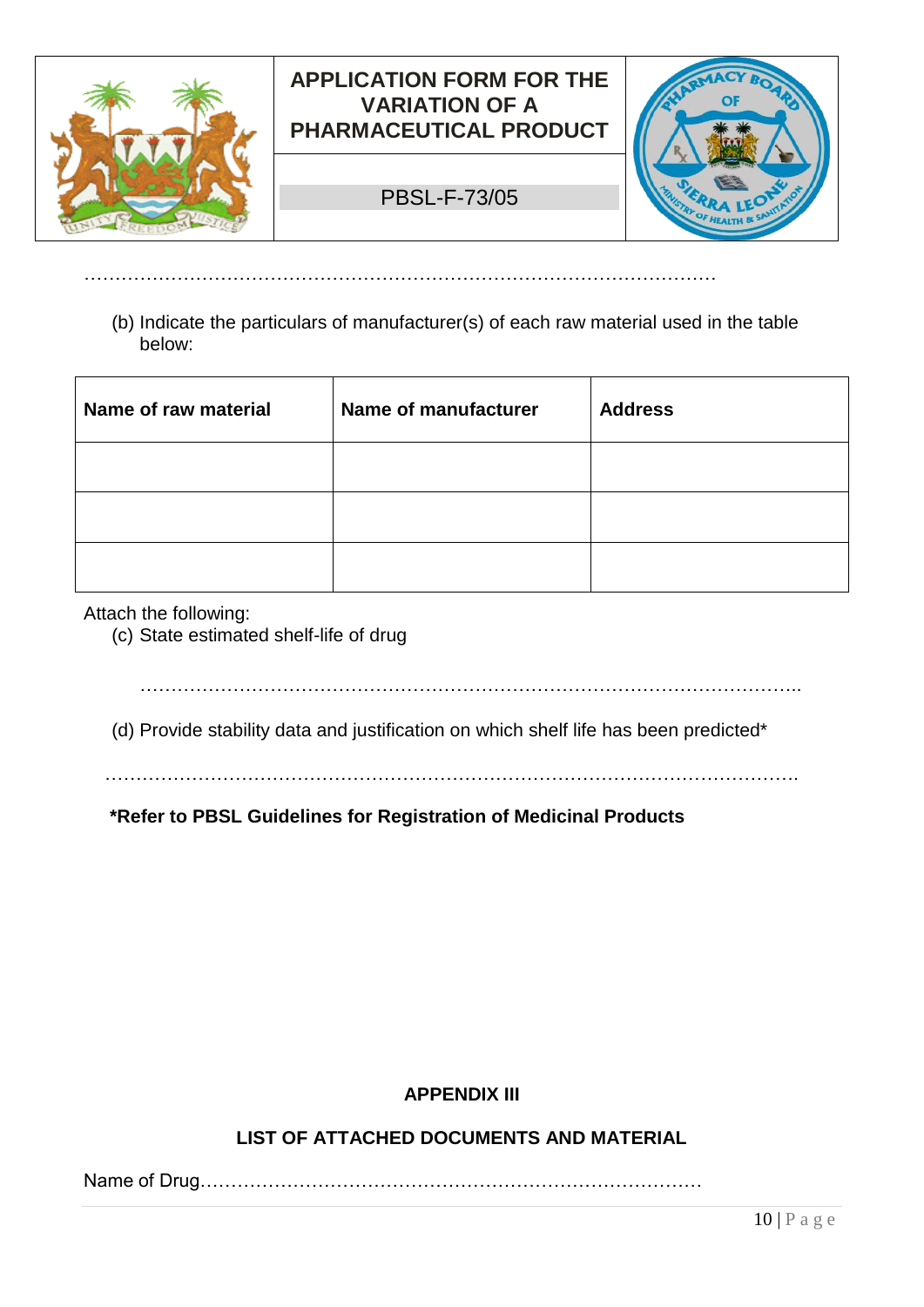……………………………………………………………………………………………

(b) Indicate the particulars of manufacturer(s) of each raw material used in the table below:

| Name of raw material | Name of manufacturer | Address |
|---|---|---|
| | | |
| | | |
| | | |

Attach the following:

(c) State estimated shelf-life of drug

………………………………………………………………………………………………..

(d) Provide stability data and justification on which shelf life has been predicted*

……………………………………………………………………………………………………

**\*Refer to PBSL Guidelines for Registration of Medicinal Products**

## APPENDIX III

## LIST OF ATTACHED DOCUMENTS AND MATERIAL

Name of Drug………………………………………………………………………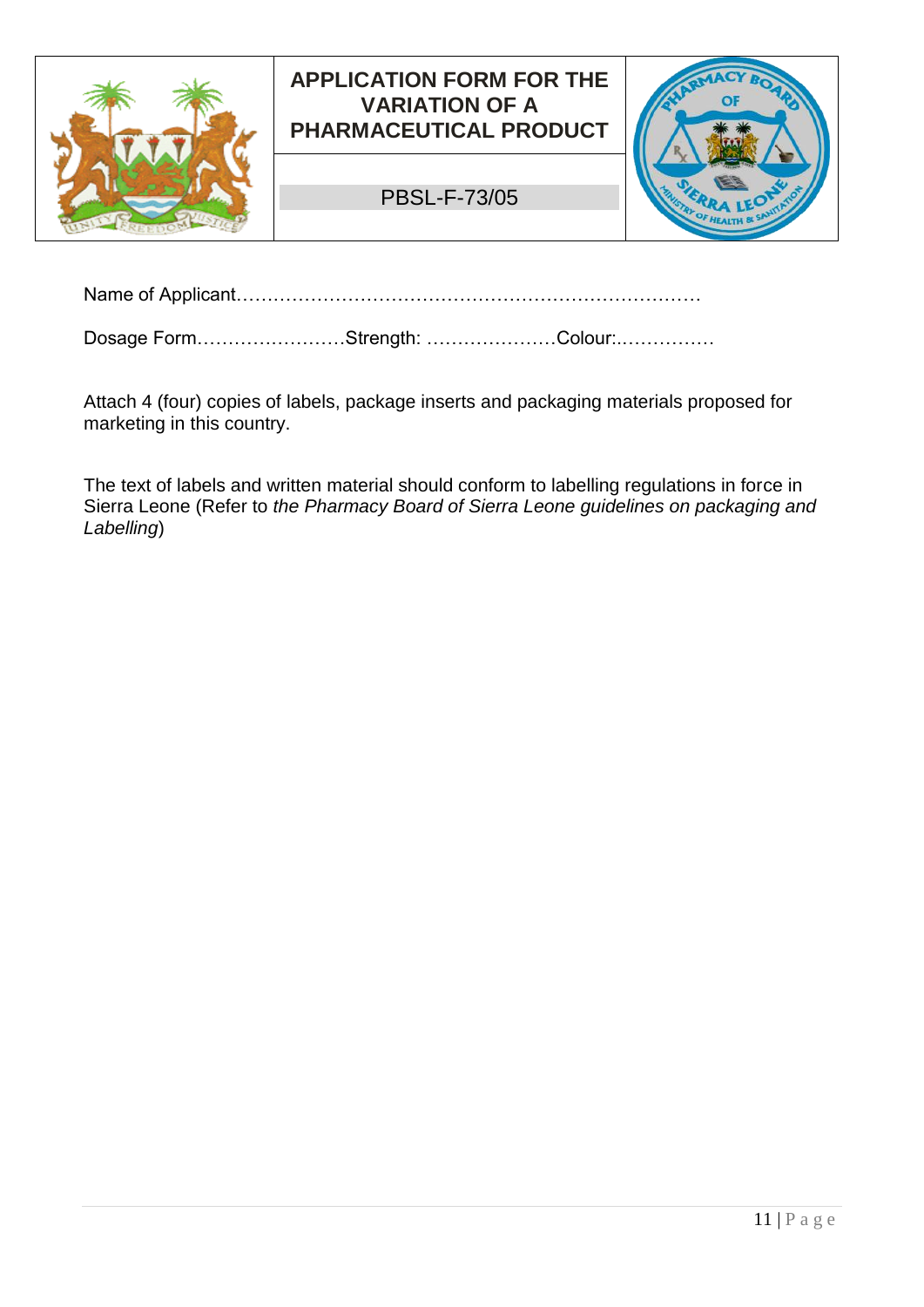| | APPLICATION FORM FOR THE VARIATION OF A PHARMACEUTICAL PRODUCT | |
|---|---|---|
| | PBSL-F-73/05 | |

Name of Applicant…………………………………………………………………

Dosage Form……………………Strength: …………………Colour:…………….

Attach 4 (four) copies of labels, package inserts and packaging materials proposed for marketing in this country.

The text of labels and written material should conform to labelling regulations in force in Sierra Leone (Refer to *the Pharmacy Board of Sierra Leone guidelines on packaging and Labelling*)